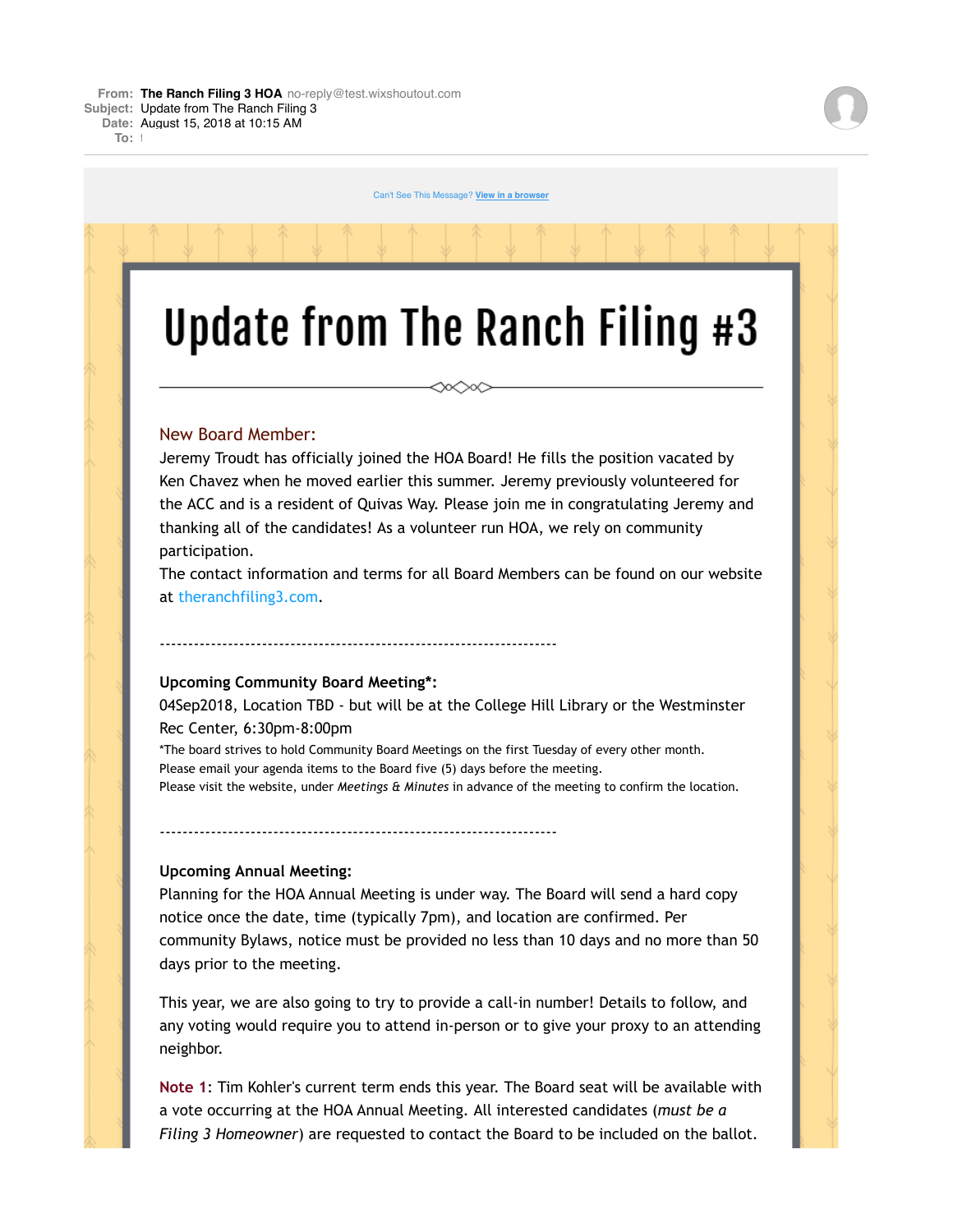**From:** The Ranch Filing 3 HOA no-reply@test.wixshoutout.com
**Subject:** Update from The Ranch Filing 3
**Date:** August 15, 2018 at 10:15 AM
**To:** 

Can't See This Message? View in a browser

# Update from The Ranch Filing #3

## New Board Member:

Jeremy Troudt has officially joined the HOA Board! He fills the position vacated by Ken Chavez when he moved earlier this summer. Jeremy previously volunteered for the ACC and is a resident of Quivas Way. Please join me in congratulating Jeremy and thanking all of the candidates! As a volunteer run HOA, we rely on community participation.
The contact information and terms for all Board Members can be found on our website at theranchfiling3.com.

---------------------------------------------------------------------

**Upcoming Community Board Meeting*:**
04Sep2018, Location TBD - but will be at the College Hill Library or the Westminster Rec Center, 6:30pm-8:00pm
*The board strives to hold Community Board Meetings on the first Tuesday of every other month.
Please email your agenda items to the Board five (5) days before the meeting.
Please visit the website, under *Meetings & Minutes* in advance of the meeting to confirm the location.

---------------------------------------------------------------------

**Upcoming Annual Meeting:**
Planning for the HOA Annual Meeting is under way. The Board will send a hard copy notice once the date, time (typically 7pm), and location are confirmed. Per community Bylaws, notice must be provided no less than 10 days and no more than 50 days prior to the meeting.

This year, we are also going to try to provide a call-in number! Details to follow, and any voting would require you to attend in-person or to give your proxy to an attending neighbor.

Note 1: Tim Kohler's current term ends this year. The Board seat will be available with a vote occurring at the HOA Annual Meeting. All interested candidates (*must be a Filing 3 Homeowner*) are requested to contact the Board to be included on the ballot.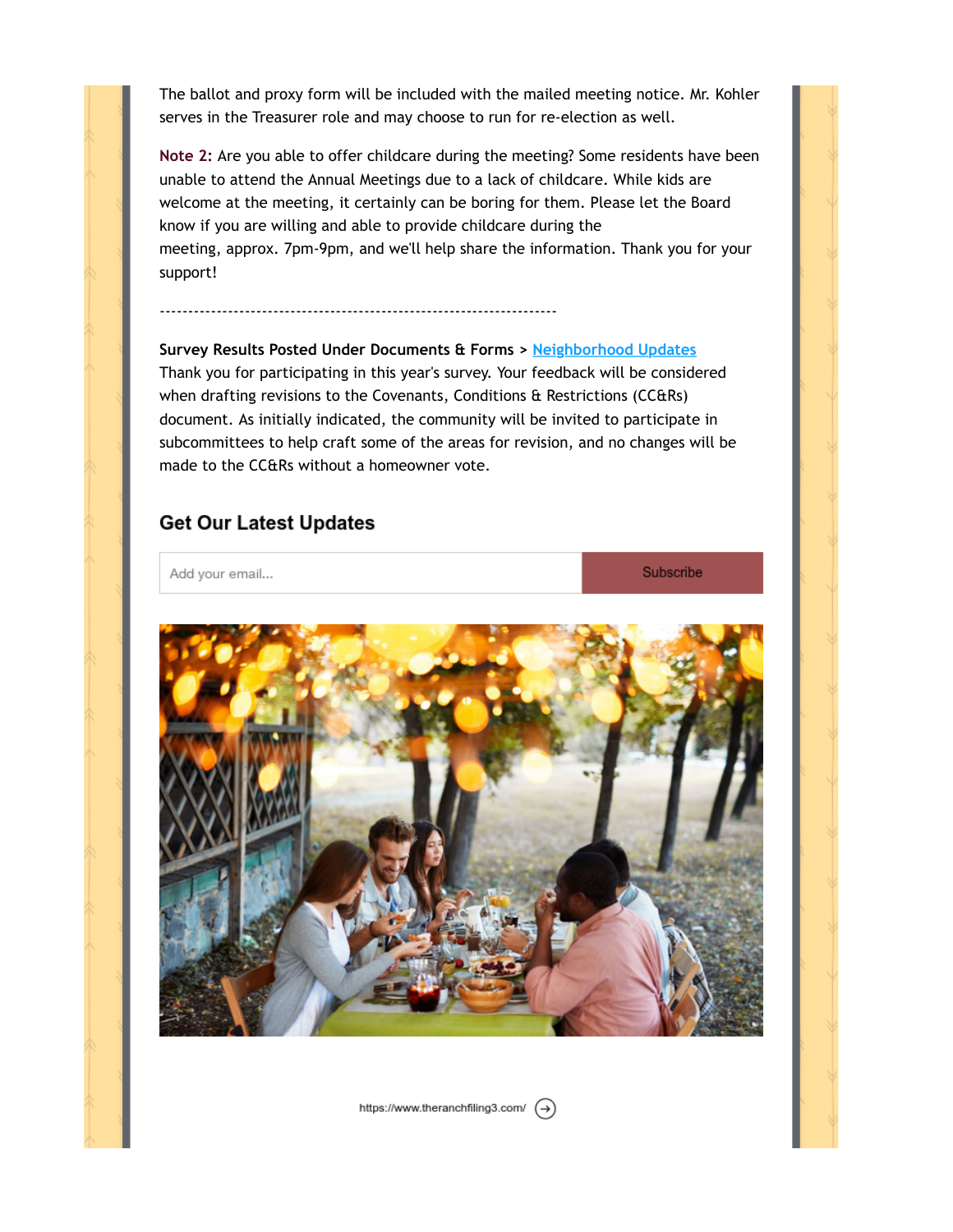The ballot and proxy form will be included with the mailed meeting notice. Mr. Kohler serves in the Treasurer role and may choose to run for re-election as well.

**Note 2:** Are you able to offer childcare during the meeting? Some residents have been unable to attend the Annual Meetings due to a lack of childcare. While kids are welcome at the meeting, it certainly can be boring for them. Please let the Board know if you are willing and able to provide childcare during the meeting, approx. 7pm-9pm, and we'll help share the information. Thank you for your support!

---------------------------------------------------------------------

**Survey Results Posted Under Documents & Forms >** [Neighborhood Updates](https://www.theranchfiling3.com/)
Thank you for participating in this year's survey. Your feedback will be considered when drafting revisions to the Covenants, Conditions & Restrictions (CC&Rs) document. As initially indicated, the community will be invited to participate in subcommittees to help craft some of the areas for revision, and no changes will be made to the CC&Rs without a homeowner vote.

## Get Our Latest Updates

Add your email... | Subscribe

https://www.theranchfiling3.com/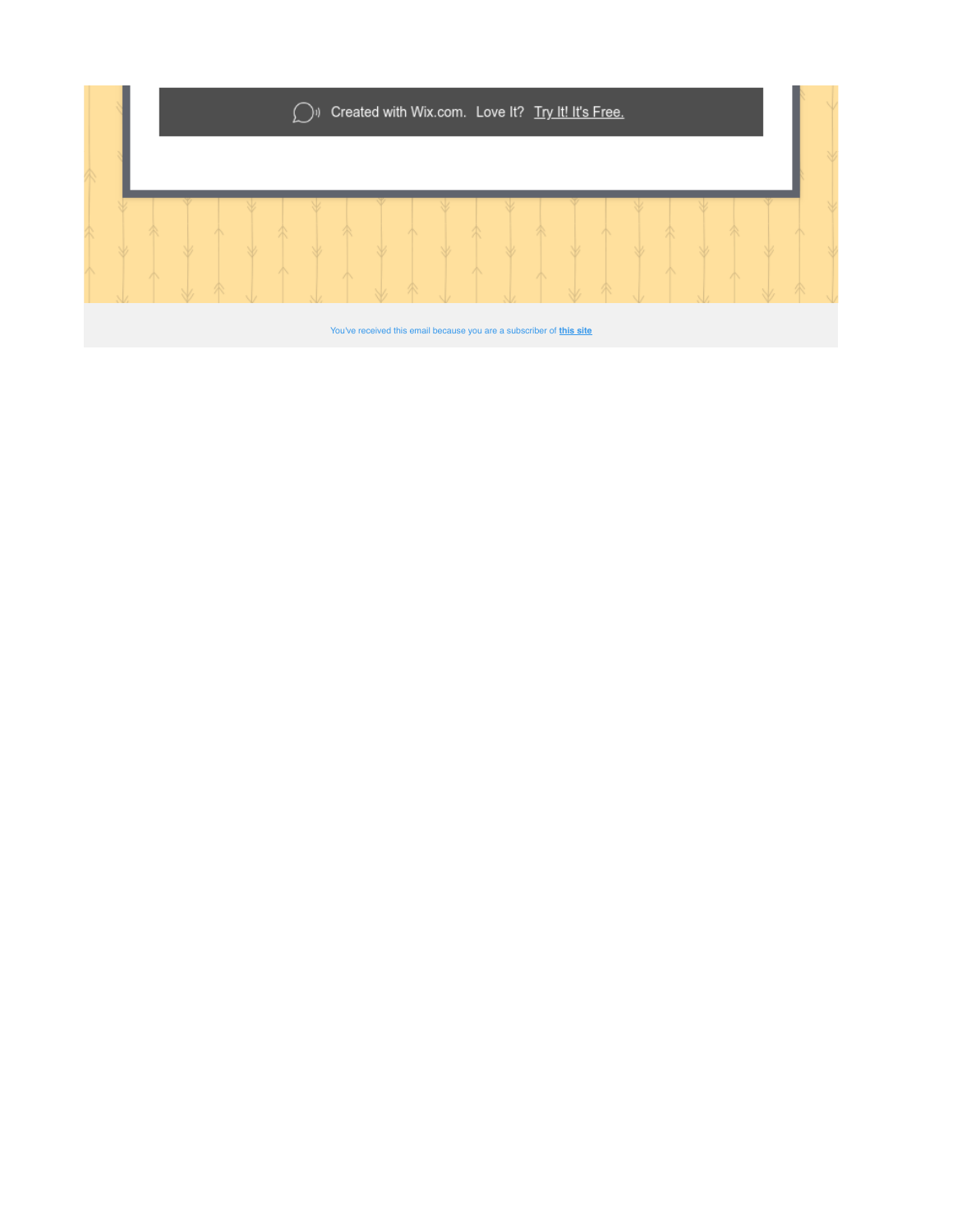Created with Wix.com. Love It? Try It! It's Free.

You've received this email because you are a subscriber of **this site**